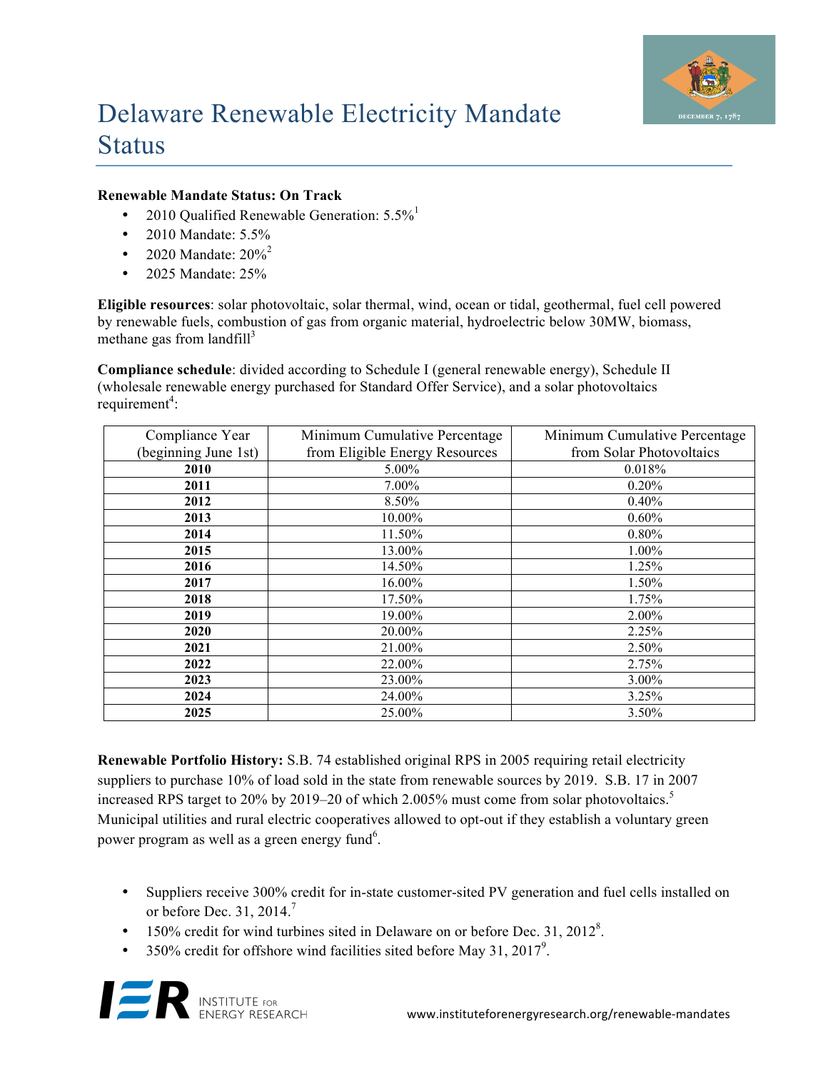# Delaware Renewable Electricity Mandate Status

**Renewable Mandate Status: On Track**

- 2010 Qualified Renewable Generation: 5.5%[1]
- 2010 Mandate: 5.5%
- 2020 Mandate: 20%[2]
- 2025 Mandate: 25%

**Eligible resources**: solar photovoltaic, solar thermal, wind, ocean or tidal, geothermal, fuel cell powered by renewable fuels, combustion of gas from organic material, hydroelectric below 30MW, biomass, methane gas from landfill[3]

**Compliance schedule**: divided according to Schedule I (general renewable energy), Schedule II (wholesale renewable energy purchased for Standard Offer Service), and a solar photovoltaics requirement[4]:

| Compliance Year (beginning June 1st) | Minimum Cumulative Percentage from Eligible Energy Resources | Minimum Cumulative Percentage from Solar Photovoltaics |
|---|---|---|
| **2010** | 5.00% | 0.018% |
| **2011** | 7.00% | 0.20% |
| **2012** | 8.50% | 0.40% |
| **2013** | 10.00% | 0.60% |
| **2014** | 11.50% | 0.80% |
| **2015** | 13.00% | 1.00% |
| **2016** | 14.50% | 1.25% |
| **2017** | 16.00% | 1.50% |
| **2018** | 17.50% | 1.75% |
| **2019** | 19.00% | 2.00% |
| **2020** | 20.00% | 2.25% |
| **2021** | 21.00% | 2.50% |
| **2022** | 22.00% | 2.75% |
| **2023** | 23.00% | 3.00% |
| **2024** | 24.00% | 3.25% |
| **2025** | 25.00% | 3.50% |

**Renewable Portfolio History:** S.B. 74 established original RPS in 2005 requiring retail electricity suppliers to purchase 10% of load sold in the state from renewable sources by 2019. S.B. 17 in 2007 increased RPS target to 20% by 2019–20 of which 2.005% must come from solar photovoltaics.[5] Municipal utilities and rural electric cooperatives allowed to opt-out if they establish a voluntary green power program as well as a green energy fund[6].

- Suppliers receive 300% credit for in-state customer-sited PV generation and fuel cells installed on or before Dec. 31, 2014.[7]
- 150% credit for wind turbines sited in Delaware on or before Dec. 31, 2012[8].
- 350% credit for offshore wind facilities sited before May 31, 2017[9].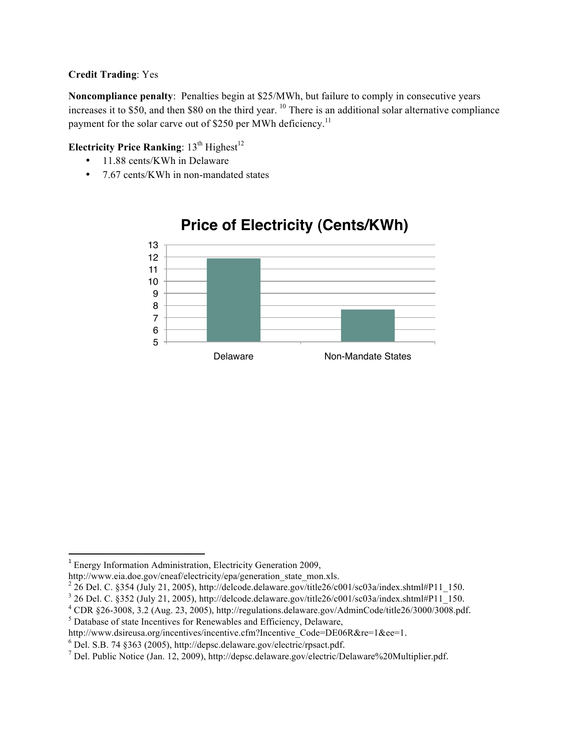**Credit Trading**: Yes

**Noncompliance penalty**: Penalties begin at \$25/MWh, but failure to comply in consecutive years increases it to \$50, and then \$80 on the third year. [10] There is an additional solar alternative compliance payment for the solar carve out of \$250 per MWh deficiency.[11]

**Electricity Price Ranking**: 13th Highest[12]

- 11.88 cents/KWh in Delaware
- 7.67 cents/KWh in non-mandated states

**Price of Electricity (Cents/KWh)**

| | Price (Cents/KWh) |
|---|---|
| Delaware | 11.88 |
| Non-Mandate States | 7.67 |

---

[1] Energy Information Administration, Electricity Generation 2009, http://www.eia.doe.gov/cneaf/electricity/epa/generation_state_mon.xls.

[2] 26 Del. C. §354 (July 21, 2005), http://delcode.delaware.gov/title26/c001/sc03a/index.shtml#P11_150.

[3] 26 Del. C. §352 (July 21, 2005), http://delcode.delaware.gov/title26/c001/sc03a/index.shtml#P11_150.

[4] CDR §26-3008, 3.2 (Aug. 23, 2005), http://regulations.delaware.gov/AdminCode/title26/3000/3008.pdf.

[5] Database of state Incentives for Renewables and Efficiency, Delaware, http://www.dsireusa.org/incentives/incentive.cfm?Incentive_Code=DE06R&re=1&ee=1.

[6] Del. S.B. 74 §363 (2005), http://depsc.delaware.gov/electric/rpsact.pdf.

[7] Del. Public Notice (Jan. 12, 2009), http://depsc.delaware.gov/electric/Delaware%20Multiplier.pdf.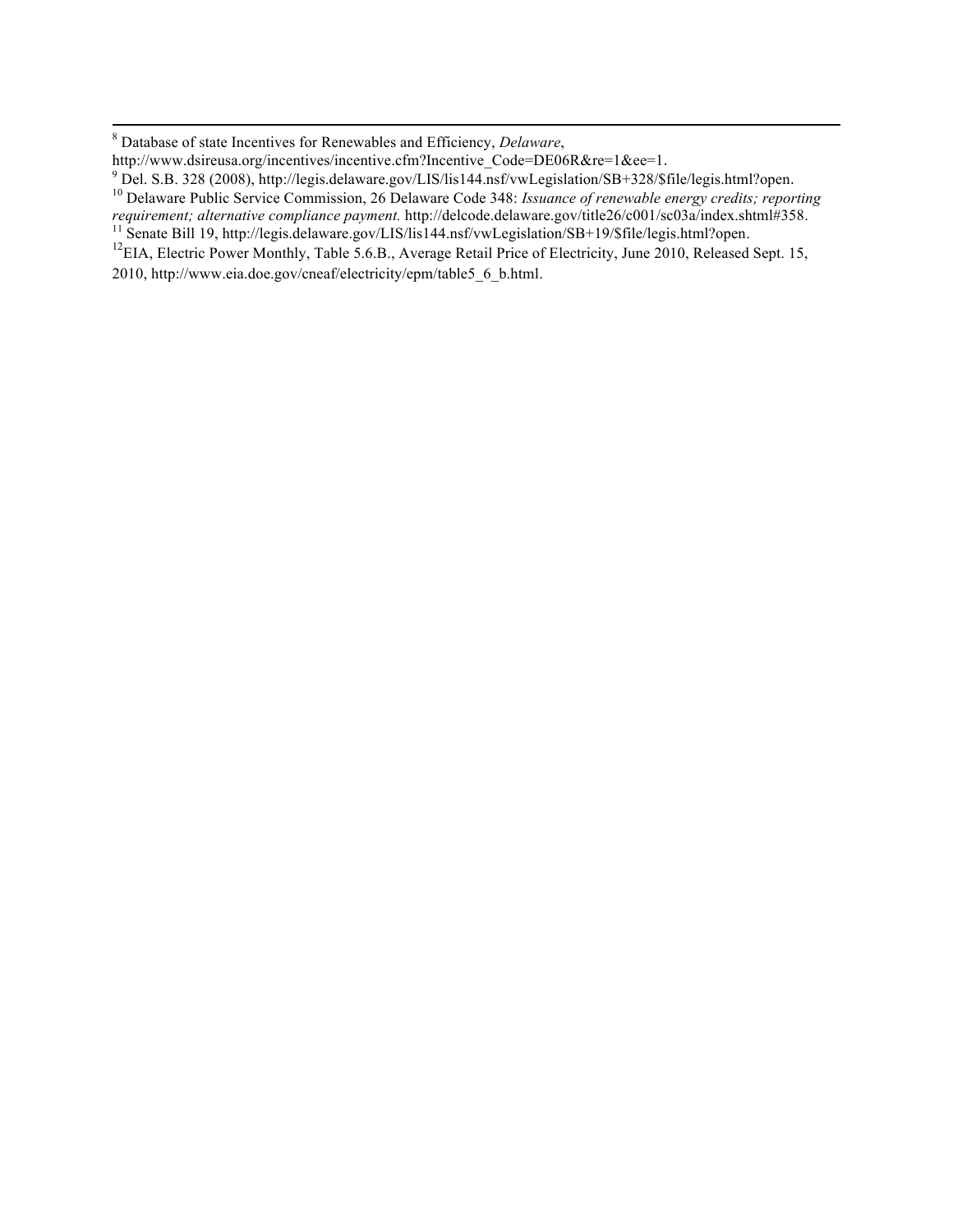[8] Database of state Incentives for Renewables and Efficiency, *Delaware*, http://www.dsireusa.org/incentives/incentive.cfm?Incentive_Code=DE06R&re=1&ee=1.

[9] Del. S.B. 328 (2008), http://legis.delaware.gov/LIS/lis144.nsf/vwLegislation/SB+328/$file/legis.html?open.

[10] Delaware Public Service Commission, 26 Delaware Code 348: *Issuance of renewable energy credits; reporting requirement; alternative compliance payment.* http://delcode.delaware.gov/title26/c001/sc03a/index.shtml#358.

[11] Senate Bill 19, http://legis.delaware.gov/LIS/lis144.nsf/vwLegislation/SB+19/$file/legis.html?open.

[12] EIA, Electric Power Monthly, Table 5.6.B., Average Retail Price of Electricity, June 2010, Released Sept. 15, 2010, http://www.eia.doe.gov/cneaf/electricity/epm/table5_6_b.html.